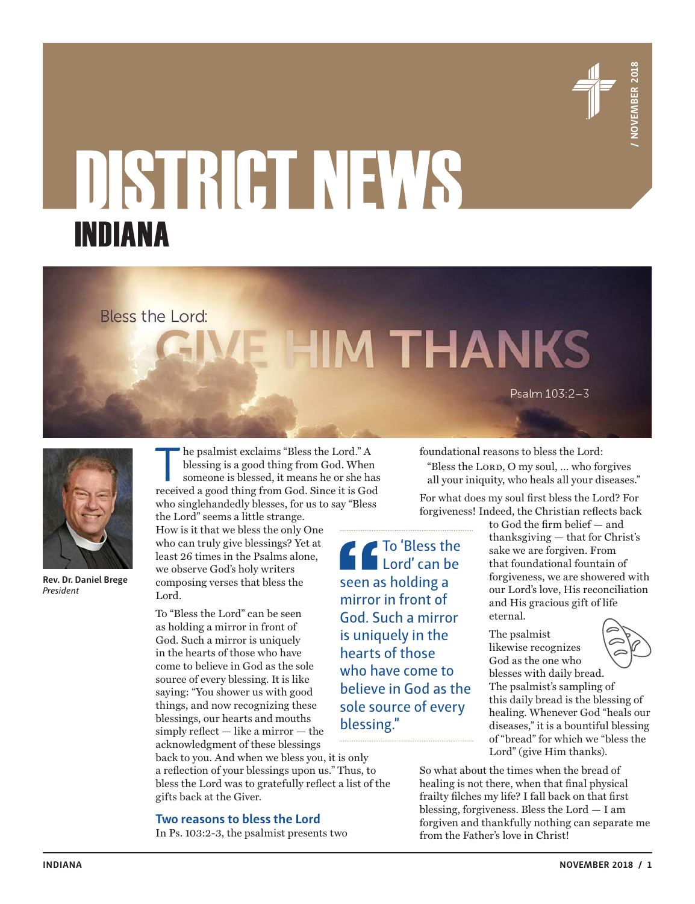# DISTRICT NEWS
## INDIANA

/ NOVEMBER 2018

Bless the Lord:
GIVE HIM THANKS
Psalm 103:2–3

**Rev. Dr. Daniel Brege**
*President*

The psalmist exclaims "Bless the Lord." A blessing is a good thing from God. When someone is blessed, it means he or she has received a good thing from God. Since it is God who singlehandedly blesses, for us to say "Bless the Lord" seems a little strange. How is it that we bless the only One who can truly give blessings? Yet at least 26 times in the Psalms alone, we observe God's holy writers composing verses that bless the Lord.

To "Bless the Lord" can be seen as holding a mirror in front of God. Such a mirror is uniquely in the hearts of those who have come to believe in God as the sole source of every blessing. It is like saying: "You shower us with good things, and now recognizing these blessings, our hearts and mouths simply reflect — like a mirror — the acknowledgment of these blessings back to you. And when we bless you, it is only a reflection of your blessings upon us." Thus, to bless the Lord was to gratefully reflect a list of the gifts back at the Giver.

> "To 'Bless the Lord' can be seen as holding a mirror in front of God. Such a mirror is uniquely in the hearts of those who have come to believe in God as the sole source of every blessing."

### Two reasons to bless the Lord

In Ps. 103:2-3, the psalmist presents two foundational reasons to bless the Lord:

> "Bless the Lord, O my soul, … who forgives all your iniquity, who heals all your diseases."

For what does my soul first bless the Lord? For forgiveness! Indeed, the Christian reflects back to God the firm belief — and thanksgiving — that for Christ's sake we are forgiven. From that foundational fountain of forgiveness, we are showered with our Lord's love, His reconciliation and His gracious gift of life eternal.

The psalmist likewise recognizes God as the one who blesses with daily bread. The psalmist's sampling of this daily bread is the blessing of healing. Whenever God "heals our diseases," it is a bountiful blessing of "bread" for which we "bless the Lord" (give Him thanks).

So what about the times when the bread of healing is not there, when that final physical frailty filches my life? I fall back on that first blessing, forgiveness. Bless the Lord — I am forgiven and thankfully nothing can separate me from the Father's love in Christ!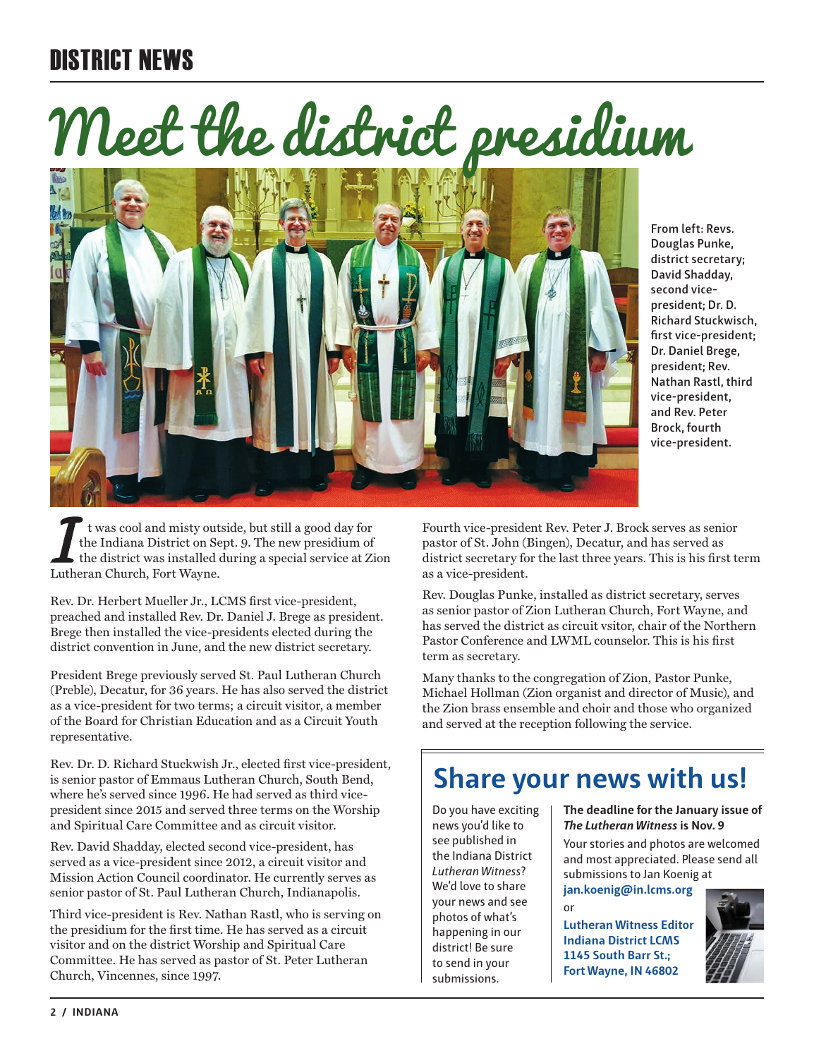## DISTRICT NEWS

# Meet the district presidium

From left: Revs. Douglas Punke, district secretary; David Shadday, second vice-president; Dr. D. Richard Stuckwisch, first vice-president; Dr. Daniel Brege, president; Rev. Nathan Rastl, third vice-president, and Rev. Peter Brock, fourth vice-president.

It was cool and misty outside, but still a good day for the Indiana District on Sept. 9. The new presidium of the district was installed during a special service at Zion Lutheran Church, Fort Wayne.

Rev. Dr. Herbert Mueller Jr., LCMS first vice-president, preached and installed Rev. Dr. Daniel J. Brege as president. Brege then installed the vice-presidents elected during the district convention in June, and the new district secretary.

President Brege previously served St. Paul Lutheran Church (Preble), Decatur, for 36 years. He has also served the district as a vice-president for two terms; a circuit visitor, a member of the Board for Christian Education and as a Circuit Youth representative.

Rev. Dr. D. Richard Stuckwish Jr., elected first vice-president, is senior pastor of Emmaus Lutheran Church, South Bend, where he's served since 1996. He had served as third vice-president since 2015 and served three terms on the Worship and Spiritual Care Committee and as circuit visitor.

Rev. David Shadday, elected second vice-president, has served as a vice-president since 2012, a circuit visitor and Mission Action Council coordinator. He currently serves as senior pastor of St. Paul Lutheran Church, Indianapolis.

Third vice-president is Rev. Nathan Rastl, who is serving on the presidium for the first time. He has served as a circuit visitor and on the district Worship and Spiritual Care Committee. He has served as pastor of St. Peter Lutheran Church, Vincennes, since 1997.

Fourth vice-president Rev. Peter J. Brock serves as senior pastor of St. John (Bingen), Decatur, and has served as district secretary for the last three years. This is his first term as a vice-president.

Rev. Douglas Punke, installed as district secretary, serves as senior pastor of Zion Lutheran Church, Fort Wayne, and has served the district as circuit vsitor, chair of the Northern Pastor Conference and LWML counselor. This is his first term as secretary.

Many thanks to the congregation of Zion, Pastor Punke, Michael Hollman (Zion organist and director of Music), and the Zion brass ensemble and choir and those who organized and served at the reception following the service.

## Share your news with us!

Do you have exciting news you'd like to see published in the Indiana District *Lutheran Witness*? We'd love to share your news and see photos of what's happening in our district! Be sure to send in your submissions.

**The deadline for the January issue of *The Lutheran Witness* is Nov. 9**

Your stories and photos are welcomed and most appreciated. Please send all submissions to Jan Koenig at

**jan.koenig@in.lcms.org**

or

**Lutheran Witness Editor**
**Indiana District LCMS**
**1145 South Barr St.;**
**Fort Wayne, IN 46802**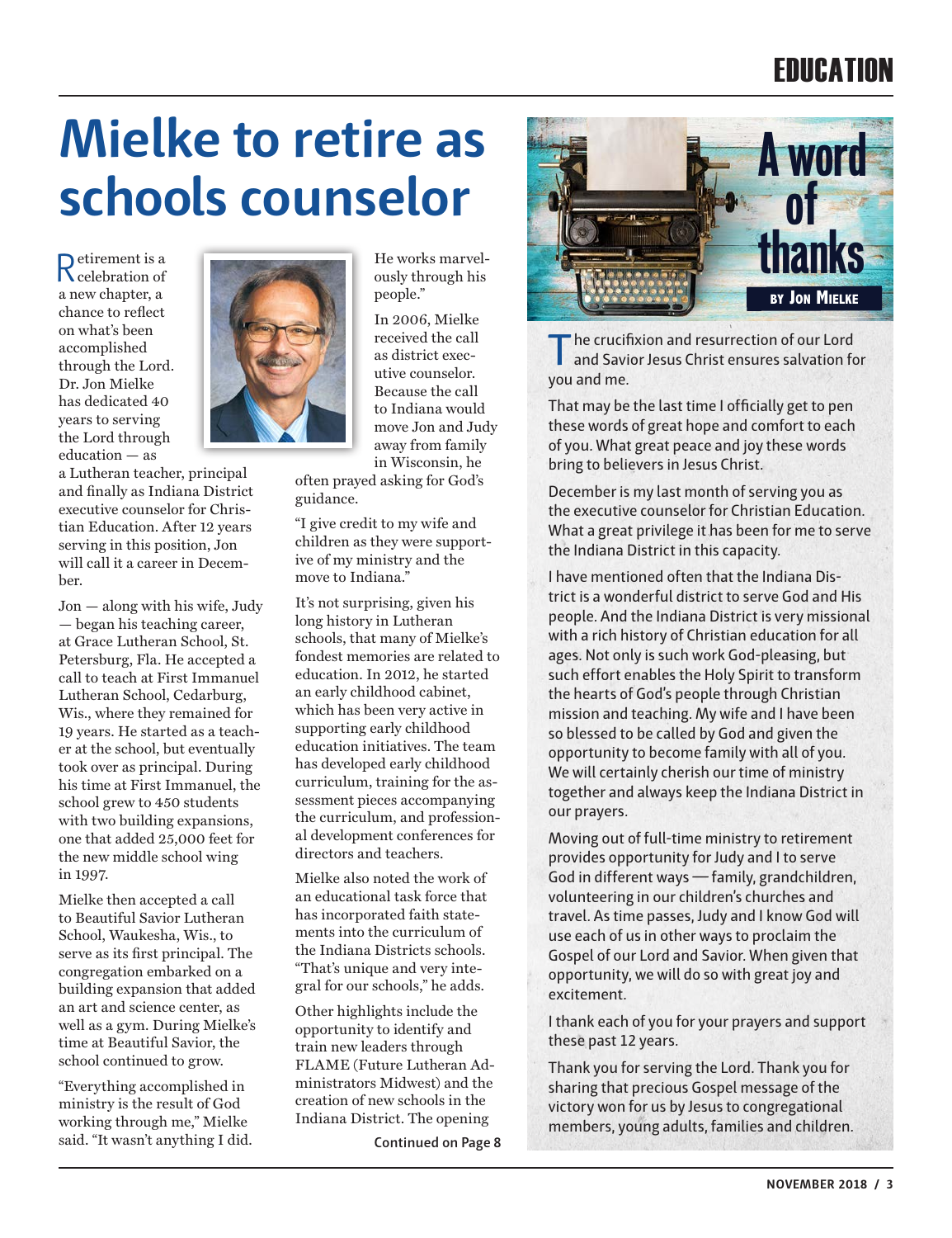# Mielke to retire as schools counselor

Retirement is a celebration of a new chapter, a chance to reflect on what's been accomplished through the Lord. Dr. Jon Mielke has dedicated 40 years to serving the Lord through education — as a Lutheran teacher, principal and finally as Indiana District executive counselor for Christian Education. After 12 years serving in this position, Jon will call it a career in December.

Jon — along with his wife, Judy — began his teaching career, at Grace Lutheran School, St. Petersburg, Fla. He accepted a call to teach at First Immanuel Lutheran School, Cedarburg, Wis., where they remained for 19 years. He started as a teacher at the school, but eventually took over as principal. During his time at First Immanuel, the school grew to 450 students with two building expansions, one that added 25,000 feet for the new middle school wing in 1997.

Mielke then accepted a call to Beautiful Savior Lutheran School, Waukesha, Wis., to serve as its first principal. The congregation embarked on a building expansion that added an art and science center, as well as a gym. During Mielke's time at Beautiful Savior, the school continued to grow.

"Everything accomplished in ministry is the result of God working through me," Mielke said. "It wasn't anything I did. He works marvelously through his people."

In 2006, Mielke received the call as district executive counselor. Because the call to Indiana would move Jon and Judy away from family in Wisconsin, he often prayed asking for God's guidance.

"I give credit to my wife and children as they were supportive of my ministry and the move to Indiana."

It's not surprising, given his long history in Lutheran schools, that many of Mielke's fondest memories are related to education. In 2012, he started an early childhood cabinet, which has been very active in supporting early childhood education initiatives. The team has developed early childhood curriculum, training for the assessment pieces accompanying the curriculum, and professional development conferences for directors and teachers.

Mielke also noted the work of an educational task force that has incorporated faith statements into the curriculum of the Indiana Districts schools. "That's unique and very integral for our schools," he adds.

Other highlights include the opportunity to identify and train new leaders through FLAME (Future Lutheran Administrators Midwest) and the creation of new schools in the Indiana District. The opening

**Continued on Page 8**

## A word of thanks

**BY JON MIELKE**

The crucifixion and resurrection of our Lord and Savior Jesus Christ ensures salvation for you and me.

That may be the last time I officially get to pen these words of great hope and comfort to each of you. What great peace and joy these words bring to believers in Jesus Christ.

December is my last month of serving you as the executive counselor for Christian Education. What a great privilege it has been for me to serve the Indiana District in this capacity.

I have mentioned often that the Indiana District is a wonderful district to serve God and His people. And the Indiana District is very missional with a rich history of Christian education for all ages. Not only is such work God-pleasing, but such effort enables the Holy Spirit to transform the hearts of God's people through Christian mission and teaching. My wife and I have been so blessed to be called by God and given the opportunity to become family with all of you. We will certainly cherish our time of ministry together and always keep the Indiana District in our prayers.

Moving out of full-time ministry to retirement provides opportunity for Judy and I to serve God in different ways — family, grandchildren, volunteering in our children's churches and travel. As time passes, Judy and I know God will use each of us in other ways to proclaim the Gospel of our Lord and Savior. When given that opportunity, we will do so with great joy and excitement.

I thank each of you for your prayers and support these past 12 years.

Thank you for serving the Lord. Thank you for sharing that precious Gospel message of the victory won for us by Jesus to congregational members, young adults, families and children.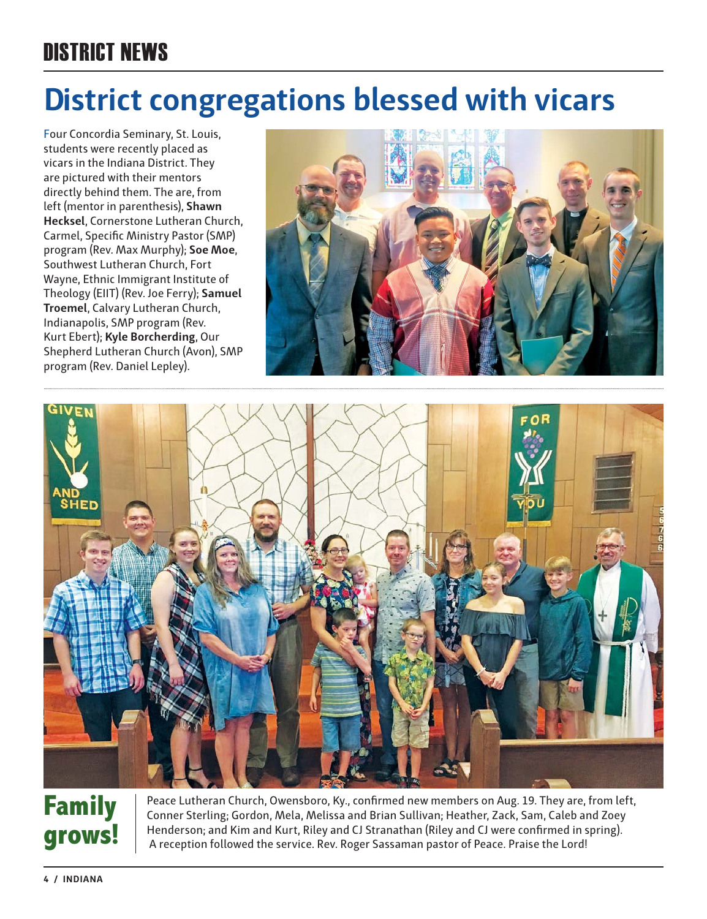## DISTRICT NEWS

# District congregations blessed with vicars

Four Concordia Seminary, St. Louis, students were recently placed as vicars in the Indiana District. They are pictured with their mentors directly behind them. The are, from left (mentor in parenthesis), **Shawn Hecksel**, Cornerstone Lutheran Church, Carmel, Specific Ministry Pastor (SMP) program (Rev. Max Murphy); **Soe Moe**, Southwest Lutheran Church, Fort Wayne, Ethnic Immigrant Institute of Theology (EIIT) (Rev. Joe Ferry); **Samuel Troemel**, Calvary Lutheran Church, Indianapolis, SMP program (Rev. Kurt Ebert); **Kyle Borcherding**, Our Shepherd Lutheran Church (Avon), SMP program (Rev. Daniel Lepley).

# Family grows!

Peace Lutheran Church, Owensboro, Ky., confirmed new members on Aug. 19. They are, from left, Conner Sterling; Gordon, Mela, Melissa and Brian Sullivan; Heather, Zack, Sam, Caleb and Zoey Henderson; and Kim and Kurt, Riley and CJ Stranathan (Riley and CJ were confirmed in spring). A reception followed the service. Rev. Roger Sassaman pastor of Peace. Praise the Lord!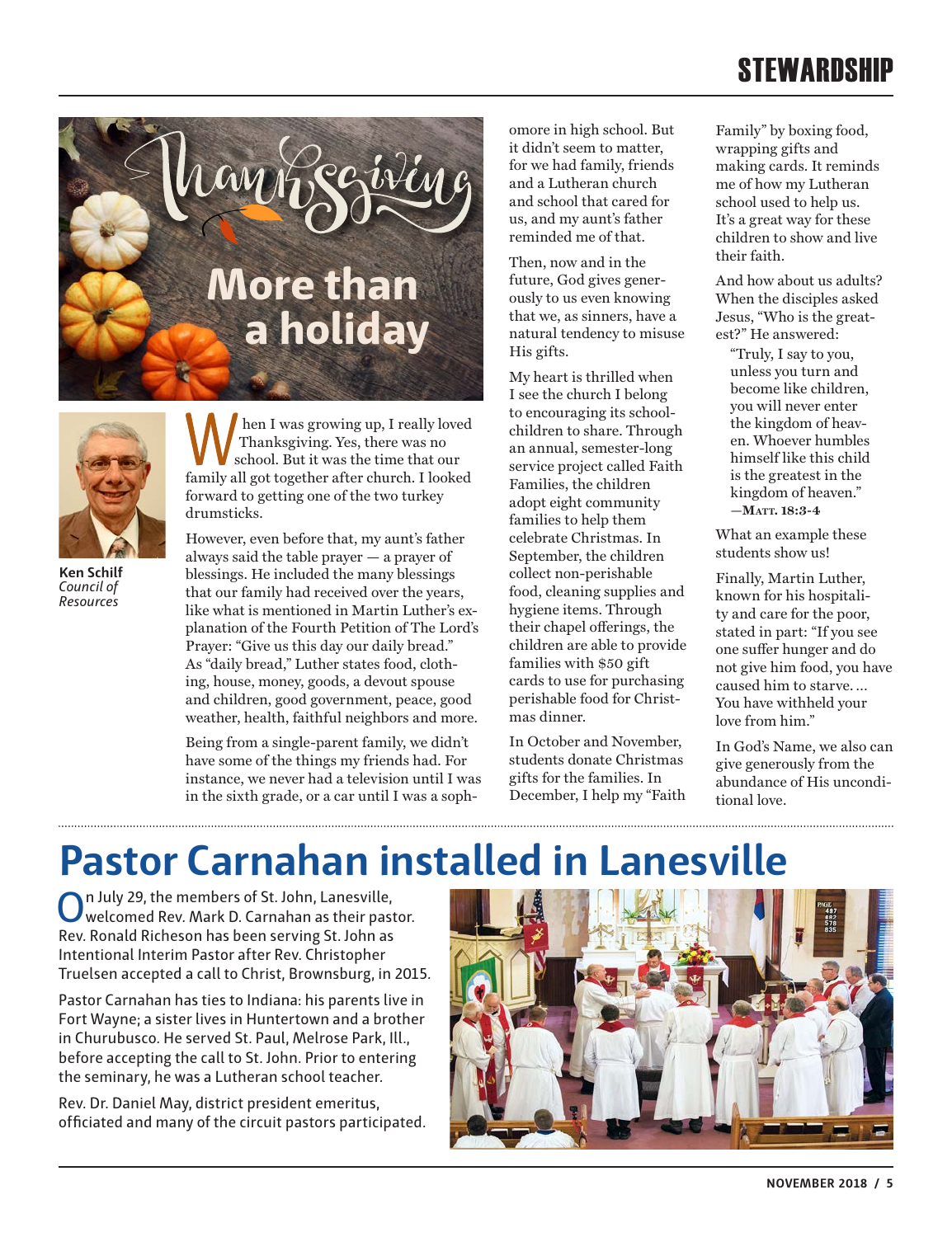# Thanksgiving

## More than a holiday

**Ken Schilf**
*Council of Resources*

When I was growing up, I really loved Thanksgiving. Yes, there was no school. But it was the time that our family all got together after church. I looked forward to getting one of the two turkey drumsticks.

However, even before that, my aunt's father always said the table prayer — a prayer of blessings. He included the many blessings that our family had received over the years, like what is mentioned in Martin Luther's explanation of the Fourth Petition of The Lord's Prayer: "Give us this day our daily bread." As "daily bread," Luther states food, clothing, house, money, goods, a devout spouse and children, good government, peace, good weather, health, faithful neighbors and more.

Being from a single-parent family, we didn't have some of the things my friends had. For instance, we never had a television until I was in the sixth grade, or a car until I was a sophomore in high school. But it didn't seem to matter, for we had family, friends and a Lutheran church and school that cared for us, and my aunt's father reminded me of that.

Then, now and in the future, God gives generously to us even knowing that we, as sinners, have a natural tendency to misuse His gifts.

My heart is thrilled when I see the church I belong to encouraging its schoolchildren to share. Through an annual, semester-long service project called Faith Families, the children adopt eight community families to help them celebrate Christmas. In September, the children collect non-perishable food, cleaning supplies and hygiene items. Through their chapel offerings, the children are able to provide families with $50 gift cards to use for purchasing perishable food for Christmas dinner.

In October and November, students donate Christmas gifts for the families. In December, I help my "Faith Family" by boxing food, wrapping gifts and making cards. It reminds me of how my Lutheran school used to help us. It's a great way for these children to show and live their faith.

And how about us adults? When the disciples asked Jesus, "Who is the greatest?" He answered:

> "Truly, I say to you, unless you turn and become like children, you will never enter the kingdom of heaven. Whoever humbles himself like this child is the greatest in the kingdom of heaven."
> —**Matt. 18:3-4**

What an example these students show us!

Finally, Martin Luther, known for his hospitality and care for the poor, stated in part: "If you see one suffer hunger and do not give him food, you have caused him to starve. … You have withheld your love from him."

In God's Name, we also can give generously from the abundance of His unconditional love.

# Pastor Carnahan installed in Lanesville

On July 29, the members of St. John, Lanesville, welcomed Rev. Mark D. Carnahan as their pastor. Rev. Ronald Richeson has been serving St. John as Intentional Interim Pastor after Rev. Christopher Truelsen accepted a call to Christ, Brownsburg, in 2015.

Pastor Carnahan has ties to Indiana: his parents live in Fort Wayne; a sister lives in Huntertown and a brother in Churubusco. He served St. Paul, Melrose Park, Ill., before accepting the call to St. John. Prior to entering the seminary, he was a Lutheran school teacher.

Rev. Dr. Daniel May, district president emeritus, officiated and many of the circuit pastors participated.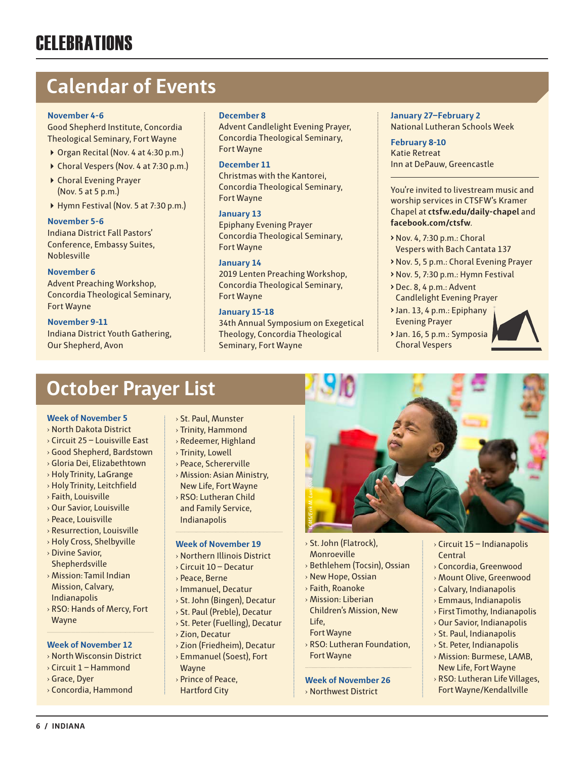# CELEBRATIONS

## Calendar of Events

**November 4-6**
Good Shepherd Institute, Concordia Theological Seminary, Fort Wayne

- Organ Recital (Nov. 4 at 4:30 p.m.)
- Choral Vespers (Nov. 4 at 7:30 p.m.)
- Choral Evening Prayer (Nov. 5 at 5 p.m.)
- Hymn Festival (Nov. 5 at 7:30 p.m.)

**November 5-6**
Indiana District Fall Pastors' Conference, Embassy Suites, Noblesville

**November 6**
Advent Preaching Workshop, Concordia Theological Seminary, Fort Wayne

**November 9-11**
Indiana District Youth Gathering, Our Shepherd, Avon

**December 8**
Advent Candlelight Evening Prayer, Concordia Theological Seminary, Fort Wayne

**December 11**
Christmas with the Kantorei, Concordia Theological Seminary, Fort Wayne

**January 13**
Epiphany Evening Prayer Concordia Theological Seminary, Fort Wayne

**January 14**
2019 Lenten Preaching Workshop, Concordia Theological Seminary, Fort Wayne

**January 15-18**
34th Annual Symposium on Exegetical Theology, Concordia Theological Seminary, Fort Wayne

**January 27–February 2**
National Lutheran Schools Week

**February 8-10**
Katie Retreat
Inn at DePauw, Greencastle

---

You're invited to livestream music and worship services in CTSFW's Kramer Chapel at **ctsfw.edu/daily-chapel** and **facebook.com/ctsfw**.

- Nov. 4, 7:30 p.m.: Choral Vespers with Bach Cantata 137
- Nov. 5, 5 p.m.: Choral Evening Prayer
- Nov. 5, 7:30 p.m.: Hymn Festival
- Dec. 8, 4 p.m.: Advent Candlelight Evening Prayer
- Jan. 13, 4 p.m.: Epiphany Evening Prayer
- Jan. 16, 5 p.m.: Symposia Choral Vespers

## October Prayer List

**Week of November 5**
- North Dakota District
- Circuit 25 – Louisville East
- Good Shepherd, Bardstown
- Gloria Dei, Elizabethtown
- Holy Trinity, LaGrange
- Holy Trinity, Leitchfield
- Faith, Louisville
- Our Savior, Louisville
- Peace, Louisville
- Resurrection, Louisville
- Holy Cross, Shelbyville
- Divine Savior, Shepherdsville
- Mission: Tamil Indian Mission, Calvary, Indianapolis
- RSO: Hands of Mercy, Fort Wayne

**Week of November 12**
- North Wisconsin District
- Circuit 1 – Hammond
- Grace, Dyer
- Concordia, Hammond
- St. Paul, Munster
- Trinity, Hammond
- Redeemer, Highland
- Trinity, Lowell
- Peace, Schererville
- Mission: Asian Ministry, New Life, Fort Wayne
- RSO: Lutheran Child and Family Service, Indianapolis

**Week of November 19**
- Northern Illinois District
- Circuit 10 – Decatur
- Peace, Berne
- Immanuel, Decatur
- St. John (Bingen), Decatur
- St. Paul (Preble), Decatur
- St. Peter (Fuelling), Decatur
- Zion, Decatur
- Zion (Friedheim), Decatur
- Emmanuel (Soest), Fort Wayne
- Prince of Peace, Hartford City
- St. John (Flatrock), Monroeville
- Bethlehem (Tocsin), Ossian
- New Hope, Ossian
- Faith, Roanoke
- Mission: Liberian Children's Mission, New Life, Fort Wayne
- RSO: Lutheran Foundation, Fort Wayne

**Week of November 26**
- Northwest District
- Circuit 15 – Indianapolis Central
- Concordia, Greenwood
- Mount Olive, Greenwood
- Calvary, Indianapolis
- Emmaus, Indianapolis
- First Timothy, Indianapolis
- Our Savior, Indianapolis
- St. Paul, Indianapolis
- St. Peter, Indianapolis
- Mission: Burmese, LAMB, New Life, Fort Wayne
- RSO: Lutheran Life Villages, Fort Wayne/Kendallville

LCMS/Erik M. Lunsford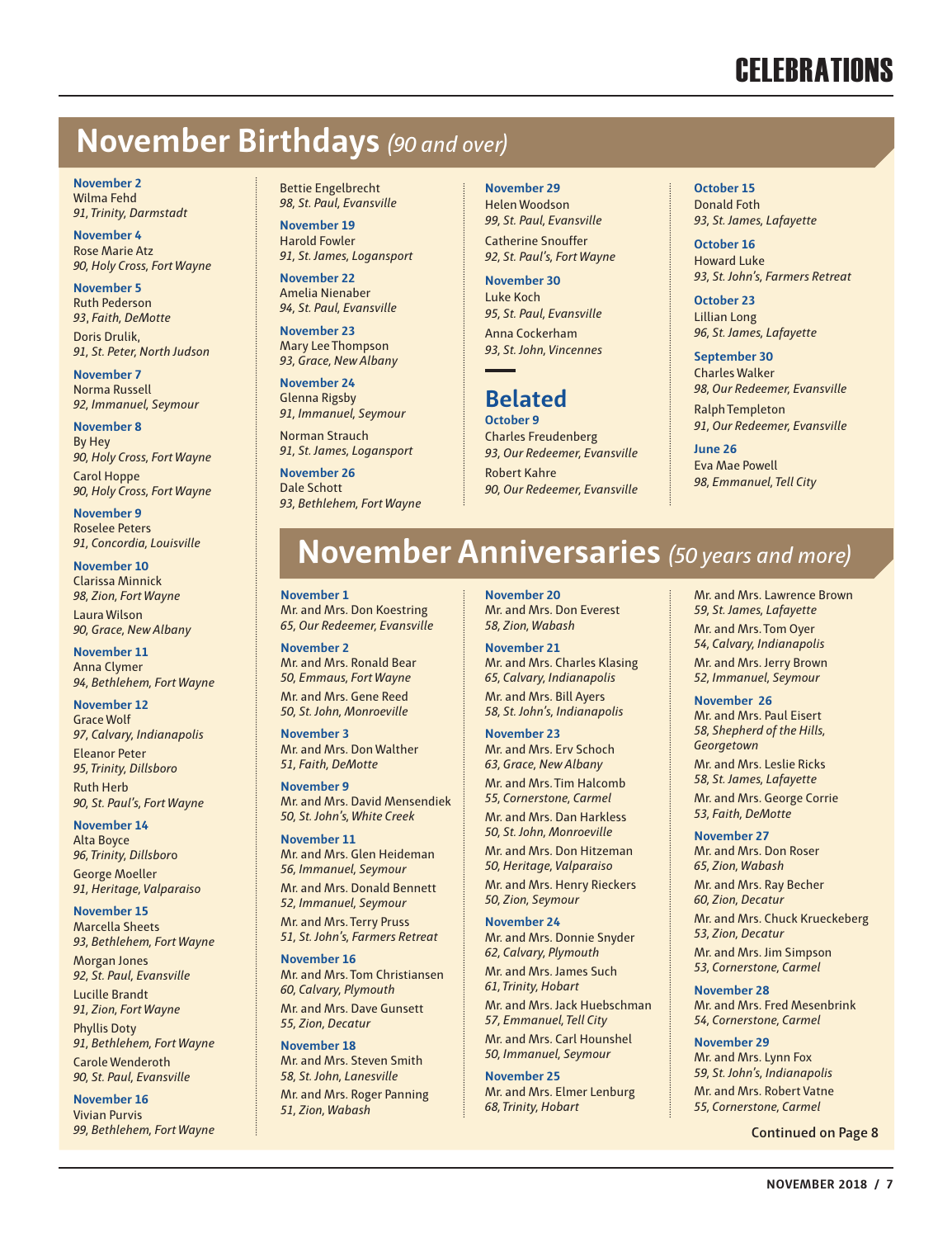// CELEBRATIONS

## November Birthdays *(90 and over)*

**November 2**
Wilma Fehd
*91, Trinity, Darmstadt*

**November 4**
Rose Marie Atz
*90, Holy Cross, Fort Wayne*

**November 5**
Ruth Pederson
*93, Faith, DeMotte*

Doris Drulik,
*91, St. Peter, North Judson*

**November 7**
Norma Russell
*92, Immanuel, Seymour*

**November 8**
By Hey
*90, Holy Cross, Fort Wayne*

Carol Hoppe
*90, Holy Cross, Fort Wayne*

**November 9**
Roselee Peters
*91, Concordia, Louisville*

**November 10**
Clarissa Minnick
*98, Zion, Fort Wayne*

Laura Wilson
*90, Grace, New Albany*

**November 11**
Anna Clymer
*94, Bethlehem, Fort Wayne*

**November 12**
Grace Wolf
*97, Calvary, Indianapolis*

Eleanor Peter
*95, Trinity, Dillsboro*

Ruth Herb
*90, St. Paul's, Fort Wayne*

**November 14**
Alta Boyce
*96, Trinity, Dillsboro*

George Moeller
*91, Heritage, Valparaiso*

**November 15**
Marcella Sheets
*93, Bethlehem, Fort Wayne*

Morgan Jones
*92, St. Paul, Evansville*

Lucille Brandt
*91, Zion, Fort Wayne*

Phyllis Doty
*91, Bethlehem, Fort Wayne*

Carole Wenderoth
*90, St. Paul, Evansville*

**November 16**
Vivian Purvis
*99, Bethlehem, Fort Wayne*

Bettie Engelbrecht
*98, St. Paul, Evansville*

**November 19**
Harold Fowler
*91, St. James, Logansport*

**November 22**
Amelia Nienaber
*94, St. Paul, Evansville*

**November 23**
Mary Lee Thompson
*93, Grace, New Albany*

**November 24**
Glenna Rigsby
*91, Immanuel, Seymour*

Norman Strauch
*91, St. James, Logansport*

**November 26**
Dale Schott
*93, Bethlehem, Fort Wayne*

**November 29**
Helen Woodson
*99, St. Paul, Evansville*

Catherine Snouffer
*92, St. Paul's, Fort Wayne*

**November 30**
Luke Koch
*95, St. Paul, Evansville*

Anna Cockerham
*93, St. John, Vincennes*

### Belated

**October 9**
Charles Freudenberg
*93, Our Redeemer, Evansville*

Robert Kahre
*90, Our Redeemer, Evansville*

**October 15**
Donald Foth
*93, St. James, Lafayette*

**October 16**
Howard Luke
*93, St. John's, Farmers Retreat*

**October 23**
Lillian Long
*96, St. James, Lafayette*

**September 30**
Charles Walker
*98, Our Redeemer, Evansville*

Ralph Templeton
*91, Our Redeemer, Evansville*

**June 26**
Eva Mae Powell
*98, Emmanuel, Tell City*

## November Anniversaries *(50 years and more)*

**November 1**
Mr. and Mrs. Don Koestring
*65, Our Redeemer, Evansville*

**November 2**
Mr. and Mrs. Ronald Bear
*50, Emmaus, Fort Wayne*

Mr. and Mrs. Gene Reed
*50, St. John, Monroeville*

**November 3**
Mr. and Mrs. Don Walther
*51, Faith, DeMotte*

**November 9**
Mr. and Mrs. David Mensendiek
*50, St. John's, White Creek*

**November 11**
Mr. and Mrs. Glen Heideman
*56, Immanuel, Seymour*

Mr. and Mrs. Donald Bennett
*52, Immanuel, Seymour*

Mr. and Mrs. Terry Pruss
*51, St. John's, Farmers Retreat*

**November 16**
Mr. and Mrs. Tom Christiansen
*60, Calvary, Plymouth*

Mr. and Mrs. Dave Gunsett
*55, Zion, Decatur*

**November 18**
Mr. and Mrs. Steven Smith
*58, St. John, Lanesville*

Mr. and Mrs. Roger Panning
*51, Zion, Wabash*

**November 20**
Mr. and Mrs. Don Everest
*58, Zion, Wabash*

**November 21**
Mr. and Mrs. Charles Klasing
*65, Calvary, Indianapolis*

Mr. and Mrs. Bill Ayers
*58, St. John's, Indianapolis*

**November 23**
Mr. and Mrs. Erv Schoch
*63, Grace, New Albany*

Mr. and Mrs. Tim Halcomb
*55, Cornerstone, Carmel*

Mr. and Mrs. Dan Harkless
*50, St. John, Monroeville*

Mr. and Mrs. Don Hitzeman
*50, Heritage, Valparaiso*

Mr. and Mrs. Henry Rieckers
*50, Zion, Seymour*

**November 24**
Mr. and Mrs. Donnie Snyder
*62, Calvary, Plymouth*

Mr. and Mrs. James Such
*61, Trinity, Hobart*

Mr. and Mrs. Jack Huebschman
*57, Emmanuel, Tell City*

Mr. and Mrs. Carl Hounshel
*50, Immanuel, Seymour*

**November 25**
Mr. and Mrs. Elmer Lenburg
*68, Trinity, Hobart*

Mr. and Mrs. Lawrence Brown
*59, St. James, Lafayette*

Mr. and Mrs. Tom Oyer
*54, Calvary, Indianapolis*

Mr. and Mrs. Jerry Brown
*52, Immanuel, Seymour*

**November 26**
Mr. and Mrs. Paul Eisert
*58, Shepherd of the Hills, Georgetown*

Mr. and Mrs. Leslie Ricks
*58, St. James, Lafayette*

Mr. and Mrs. George Corrie
*53, Faith, DeMotte*

**November 27**
Mr. and Mrs. Don Roser
*65, Zion, Wabash*

Mr. and Mrs. Ray Becher
*60, Zion, Decatur*

Mr. and Mrs. Chuck Krueckeberg
*53, Zion, Decatur*

Mr. and Mrs. Jim Simpson
*53, Cornerstone, Carmel*

**November 28**
Mr. and Mrs. Fred Mesenbrink
*54, Cornerstone, Carmel*

**November 29**
Mr. and Mrs. Lynn Fox
*59, St. John's, Indianapolis*

Mr. and Mrs. Robert Vatne
*55, Cornerstone, Carmel*

**Continued on Page 8**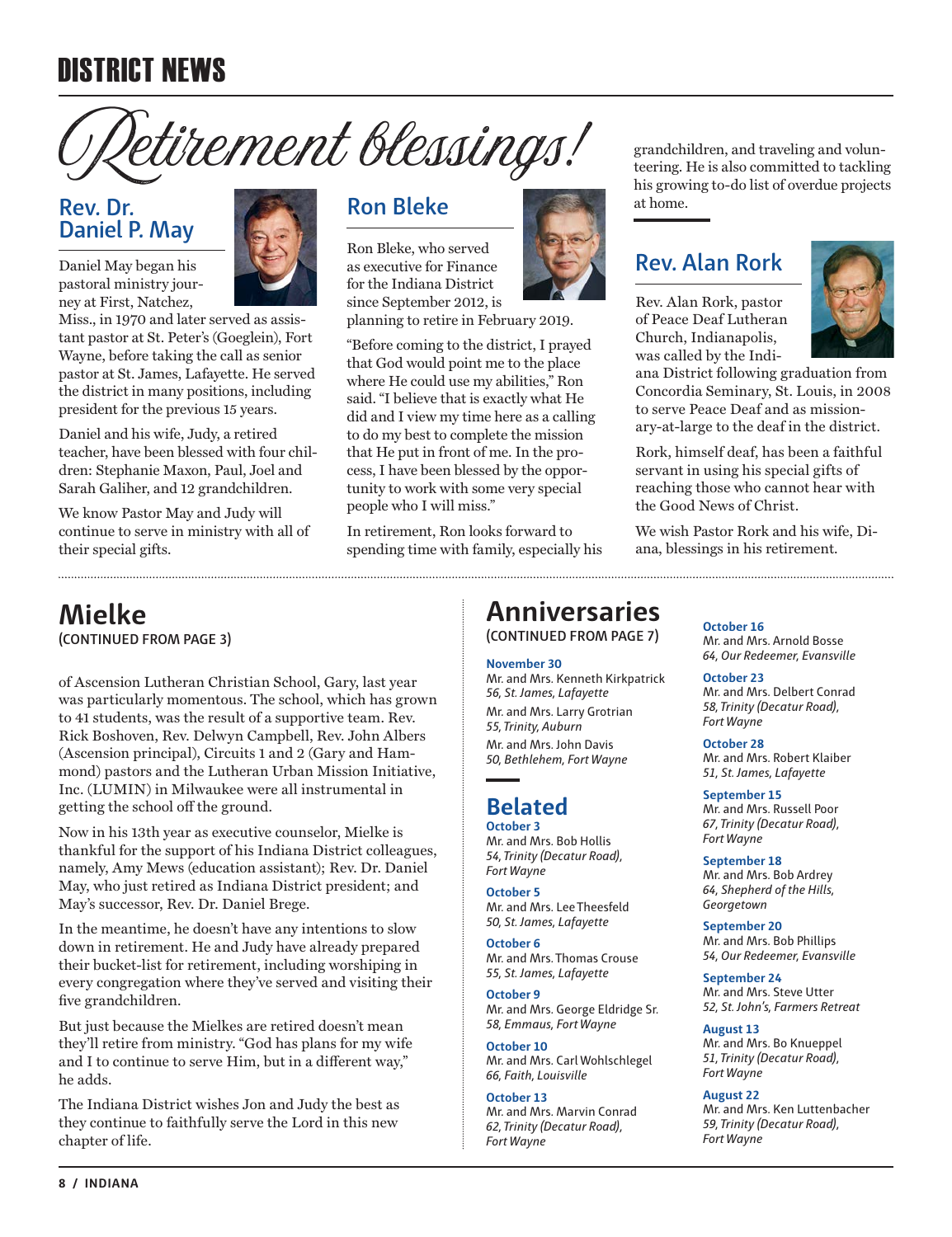# DISTRICT NEWS

## Retirement blessings!

### Rev. Dr. Daniel P. May

Daniel May began his pastoral ministry journey at First, Natchez, Miss., in 1970 and later served as assistant pastor at St. Peter's (Goeglein), Fort Wayne, before taking the call as senior pastor at St. James, Lafayette. He served the district in many positions, including president for the previous 15 years.

Daniel and his wife, Judy, a retired teacher, have been blessed with four children: Stephanie Maxon, Paul, Joel and Sarah Galiher, and 12 grandchildren.

We know Pastor May and Judy will continue to serve in ministry with all of their special gifts.

### Ron Bleke

Ron Bleke, who served as executive for Finance for the Indiana District since September 2012, is planning to retire in February 2019.

"Before coming to the district, I prayed that God would point me to the place where He could use my abilities," Ron said. "I believe that is exactly what He did and I view my time here as a calling to do my best to complete the mission that He put in front of me. In the process, I have been blessed by the opportunity to work with some very special people who I will miss."

In retirement, Ron looks forward to spending time with family, especially his grandchildren, and traveling and volunteering. He is also committed to tackling his growing to-do list of overdue projects at home.

### Rev. Alan Rork

Rev. Alan Rork, pastor of Peace Deaf Lutheran Church, Indianapolis, was called by the Indiana District following graduation from Concordia Seminary, St. Louis, in 2008 to serve Peace Deaf and as missionary-at-large to the deaf in the district.

Rork, himself deaf, has been a faithful servant in using his special gifts of reaching those who cannot hear with the Good News of Christ.

We wish Pastor Rork and his wife, Diana, blessings in his retirement.

## Mielke

(CONTINUED FROM PAGE 3)

of Ascension Lutheran Christian School, Gary, last year was particularly momentous. The school, which has grown to 41 students, was the result of a supportive team. Rev. Rick Boshoven, Rev. Delwyn Campbell, Rev. John Albers (Ascension principal), Circuits 1 and 2 (Gary and Hammond) pastors and the Lutheran Urban Mission Initiative, Inc. (LUMIN) in Milwaukee were all instrumental in getting the school off the ground.

Now in his 13th year as executive counselor, Mielke is thankful for the support of his Indiana District colleagues, namely, Amy Mews (education assistant); Rev. Dr. Daniel May, who just retired as Indiana District president; and May's successor, Rev. Dr. Daniel Brege.

In the meantime, he doesn't have any intentions to slow down in retirement. He and Judy have already prepared their bucket-list for retirement, including worshiping in every congregation where they've served and visiting their five grandchildren.

But just because the Mielkes are retired doesn't mean they'll retire from ministry. "God has plans for my wife and I to continue to serve Him, but in a different way," he adds.

The Indiana District wishes Jon and Judy the best as they continue to faithfully serve the Lord in this new chapter of life.

## Anniversaries

(CONTINUED FROM PAGE 7)

**November 30**
Mr. and Mrs. Kenneth Kirkpatrick
*56, St. James, Lafayette*

Mr. and Mrs. Larry Grotrian
*55, Trinity, Auburn*

Mr. and Mrs. John Davis
*50, Bethlehem, Fort Wayne*

### Belated

**October 3**
Mr. and Mrs. Bob Hollis
*54, Trinity (Decatur Road), Fort Wayne*

**October 5**
Mr. and Mrs. Lee Theesfeld
*50, St. James, Lafayette*

**October 6**
Mr. and Mrs. Thomas Crouse
*55, St. James, Lafayette*

**October 9**
Mr. and Mrs. George Eldridge Sr.
*58, Emmaus, Fort Wayne*

**October 10**
Mr. and Mrs. Carl Wohlschlegel
*66, Faith, Louisville*

**October 13**
Mr. and Mrs. Marvin Conrad
*62, Trinity (Decatur Road), Fort Wayne*

**October 16**
Mr. and Mrs. Arnold Bosse
*64, Our Redeemer, Evansville*

**October 23**
Mr. and Mrs. Delbert Conrad
*58, Trinity (Decatur Road), Fort Wayne*

**October 28**
Mr. and Mrs. Robert Klaiber
*51, St. James, Lafayette*

**September 15**
Mr. and Mrs. Russell Poor
*67, Trinity (Decatur Road), Fort Wayne*

**September 18**
Mr. and Mrs. Bob Ardrey
*64, Shepherd of the Hills, Georgetown*

**September 20**
Mr. and Mrs. Bob Phillips
*54, Our Redeemer, Evansville*

**September 24**
Mr. and Mrs. Steve Utter
*52, St. John's, Farmers Retreat*

**August 13**
Mr. and Mrs. Bo Knueppel
*51, Trinity (Decatur Road), Fort Wayne*

**August 22**
Mr. and Mrs. Ken Luttenbacher
*59, Trinity (Decatur Road), Fort Wayne*